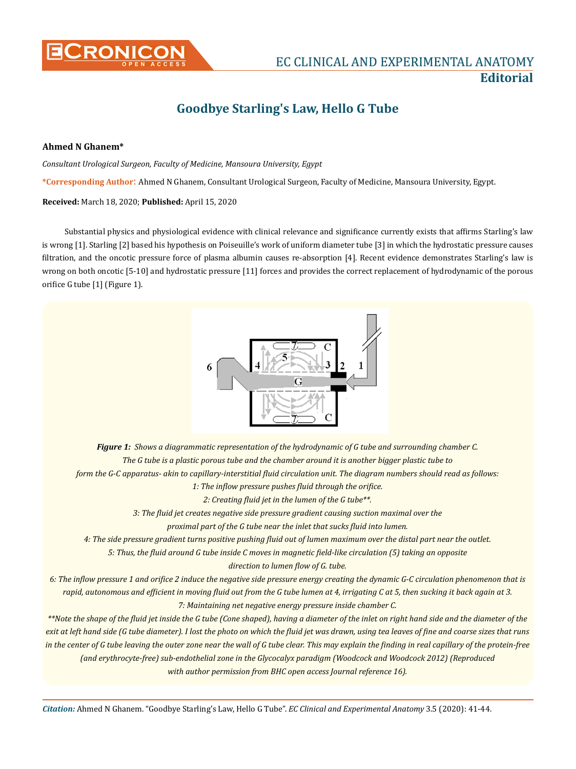# Goodbye Starling's Law, Hello G Tube

**Ahmed N Ghanem***

*Consultant Urological Surgeon, Faculty of Medicine, Mansoura University, Egypt*

**\*Corresponding Author**: Ahmed N Ghanem, Consultant Urological Surgeon, Faculty of Medicine, Mansoura University, Egypt.

**Received:** March 18, 2020; **Published:** April 15, 2020

Substantial physics and physiological evidence with clinical relevance and significance currently exists that affirms Starling's law is wrong [1]. Starling [2] based his hypothesis on Poiseuille's work of uniform diameter tube [3] in which the hydrostatic pressure causes filtration, and the oncotic pressure force of plasma albumin causes re-absorption [4]. Recent evidence demonstrates Starling's law is wrong on both oncotic [5-10] and hydrostatic pressure [11] forces and provides the correct replacement of hydrodynamic of the porous orifice G tube [1] (Figure 1).

***Figure 1:*** *Shows a diagrammatic representation of the hydrodynamic of G tube and surrounding chamber C. The G tube is a plastic porous tube and the chamber around it is another bigger plastic tube to form the G-C apparatus- akin to capillary-interstitial fluid circulation unit. The diagram numbers should read as follows:*

*1: The inflow pressure pushes fluid through the orifice.*

*2: Creating fluid jet in the lumen of the G tube\*\*.*

*3: The fluid jet creates negative side pressure gradient causing suction maximal over the proximal part of the G tube near the inlet that sucks fluid into lumen.*

*4: The side pressure gradient turns positive pushing fluid out of lumen maximum over the distal part near the outlet.*

*5: Thus, the fluid around G tube inside C moves in magnetic field-like circulation (5) taking an opposite direction to lumen flow of G. tube.*

*6: The inflow pressure 1 and orifice 2 induce the negative side pressure energy creating the dynamic G-C circulation phenomenon that is rapid, autonomous and efficient in moving fluid out from the G tube lumen at 4, irrigating C at 5, then sucking it back again at 3.*

*7: Maintaining net negative energy pressure inside chamber C.*

*\*\*Note the shape of the fluid jet inside the G tube (Cone shaped), having a diameter of the inlet on right hand side and the diameter of the exit at left hand side (G tube diameter). I lost the photo on which the fluid jet was drawn, using tea leaves of fine and coarse sizes that runs in the center of G tube leaving the outer zone near the wall of G tube clear. This may explain the finding in real capillary of the protein-free (and erythrocyte-free) sub-endothelial zone in the Glycocalyx paradigm (Woodcock and Woodcock 2012) (Reproduced with author permission from BHC open access Journal reference 16).*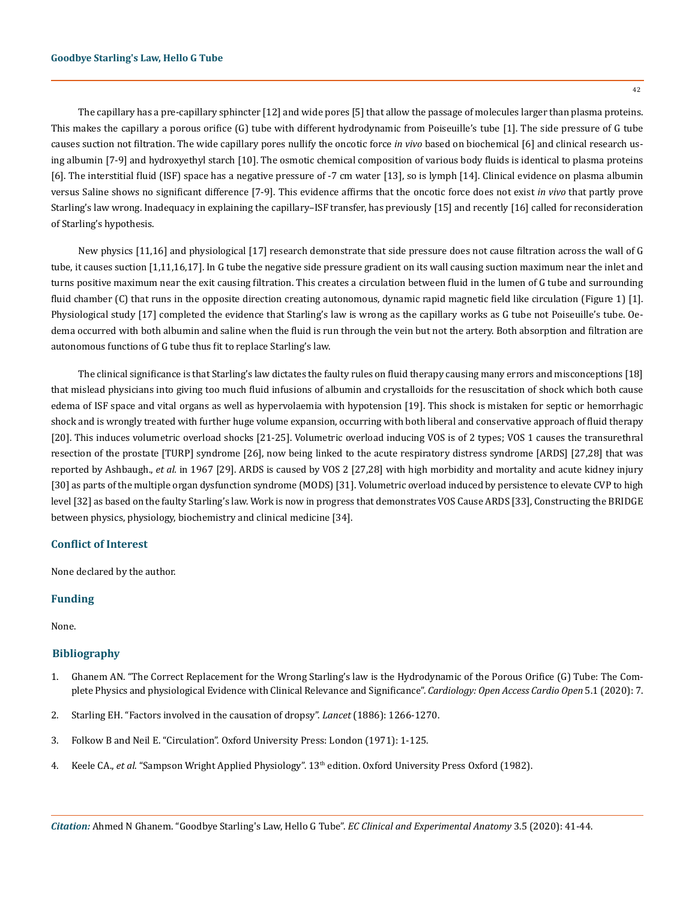The capillary has a pre-capillary sphincter [12] and wide pores [5] that allow the passage of molecules larger than plasma proteins. This makes the capillary a porous orifice (G) tube with different hydrodynamic from Poiseuille's tube [1]. The side pressure of G tube causes suction not filtration. The wide capillary pores nullify the oncotic force *in vivo* based on biochemical [6] and clinical research using albumin [7-9] and hydroxyethyl starch [10]. The osmotic chemical composition of various body fluids is identical to plasma proteins [6]. The interstitial fluid (ISF) space has a negative pressure of -7 cm water [13], so is lymph [14]. Clinical evidence on plasma albumin versus Saline shows no significant difference [7-9]. This evidence affirms that the oncotic force does not exist *in vivo* that partly prove Starling's law wrong. Inadequacy in explaining the capillary–ISF transfer, has previously [15] and recently [16] called for reconsideration of Starling's hypothesis.

New physics [11,16] and physiological [17] research demonstrate that side pressure does not cause filtration across the wall of G tube, it causes suction [1,11,16,17]. In G tube the negative side pressure gradient on its wall causing suction maximum near the inlet and turns positive maximum near the exit causing filtration. This creates a circulation between fluid in the lumen of G tube and surrounding fluid chamber (C) that runs in the opposite direction creating autonomous, dynamic rapid magnetic field like circulation (Figure 1) [1]. Physiological study [17] completed the evidence that Starling's law is wrong as the capillary works as G tube not Poiseuille's tube. Oedema occurred with both albumin and saline when the fluid is run through the vein but not the artery. Both absorption and filtration are autonomous functions of G tube thus fit to replace Starling's law.

The clinical significance is that Starling's law dictates the faulty rules on fluid therapy causing many errors and misconceptions [18] that mislead physicians into giving too much fluid infusions of albumin and crystalloids for the resuscitation of shock which both cause edema of ISF space and vital organs as well as hypervolaemia with hypotension [19]. This shock is mistaken for septic or hemorrhagic shock and is wrongly treated with further huge volume expansion, occurring with both liberal and conservative approach of fluid therapy [20]. This induces volumetric overload shocks [21-25]. Volumetric overload inducing VOS is of 2 types; VOS 1 causes the transurethral resection of the prostate [TURP] syndrome [26], now being linked to the acute respiratory distress syndrome [ARDS] [27,28] that was reported by Ashbaugh., *et al.* in 1967 [29]. ARDS is caused by VOS 2 [27,28] with high morbidity and mortality and acute kidney injury [30] as parts of the multiple organ dysfunction syndrome (MODS) [31]. Volumetric overload induced by persistence to elevate CVP to high level [32] as based on the faulty Starling's law. Work is now in progress that demonstrates VOS Cause ARDS [33], Constructing the BRIDGE between physics, physiology, biochemistry and clinical medicine [34].

## Conflict of Interest

None declared by the author.

## Funding

None.

## Bibliography

1. Ghanem AN. "The Correct Replacement for the Wrong Starling's law is the Hydrodynamic of the Porous Orifice (G) Tube: The Complete Physics and physiological Evidence with Clinical Relevance and Significance". *Cardiology: Open Access Cardio Open* 5.1 (2020): 7.
2. Starling EH. "Factors involved in the causation of dropsy". *Lancet* (1886): 1266-1270.
3. Folkow B and Neil E. "Circulation". Oxford University Press: London (1971): 1-125.
4. Keele CA., *et al*. "Sampson Wright Applied Physiology". 13th edition. Oxford University Press Oxford (1982).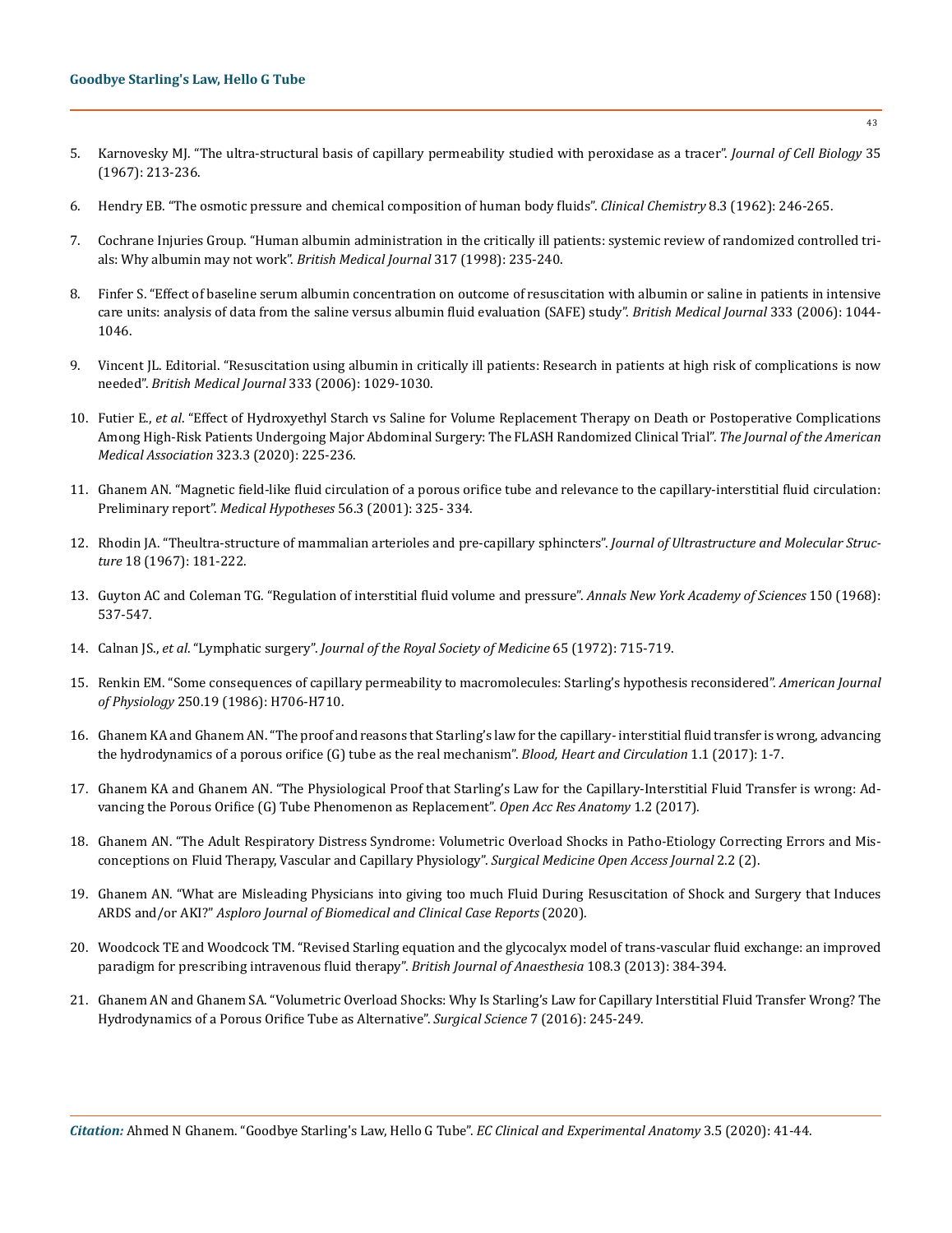5. Karnovesky MJ. "The ultra-structural basis of capillary permeability studied with peroxidase as a tracer". *Journal of Cell Biology* 35 (1967): 213-236.

6. Hendry EB. "The osmotic pressure and chemical composition of human body fluids". *Clinical Chemistry* 8.3 (1962): 246-265.

7. Cochrane Injuries Group. "Human albumin administration in the critically ill patients: systemic review of randomized controlled trials: Why albumin may not work". *British Medical Journal* 317 (1998): 235-240.

8. Finfer S. "Effect of baseline serum albumin concentration on outcome of resuscitation with albumin or saline in patients in intensive care units: analysis of data from the saline versus albumin fluid evaluation (SAFE) study". *British Medical Journal* 333 (2006): 1044-1046.

9. Vincent JL. Editorial. "Resuscitation using albumin in critically ill patients: Research in patients at high risk of complications is now needed". *British Medical Journal* 333 (2006): 1029-1030.

10. Futier E., *et al*. "Effect of Hydroxyethyl Starch vs Saline for Volume Replacement Therapy on Death or Postoperative Complications Among High-Risk Patients Undergoing Major Abdominal Surgery: The FLASH Randomized Clinical Trial". *The Journal of the American Medical Association* 323.3 (2020): 225-236.

11. Ghanem AN. "Magnetic field-like fluid circulation of a porous orifice tube and relevance to the capillary-interstitial fluid circulation: Preliminary report". *Medical Hypotheses* 56.3 (2001): 325- 334.

12. Rhodin JA. "Theultra-structure of mammalian arterioles and pre-capillary sphincters". *Journal of Ultrastructure and Molecular Structure* 18 (1967): 181-222.

13. Guyton AC and Coleman TG. "Regulation of interstitial fluid volume and pressure". *Annals New York Academy of Sciences* 150 (1968): 537-547.

14. Calnan JS., *et al*. "Lymphatic surgery". *Journal of the Royal Society of Medicine* 65 (1972): 715-719.

15. Renkin EM. "Some consequences of capillary permeability to macromolecules: Starling's hypothesis reconsidered". *American Journal of Physiology* 250.19 (1986): H706-H710.

16. Ghanem KA and Ghanem AN. "The proof and reasons that Starling's law for the capillary- interstitial fluid transfer is wrong, advancing the hydrodynamics of a porous orifice (G) tube as the real mechanism". *Blood, Heart and Circulation* 1.1 (2017): 1-7.

17. Ghanem KA and Ghanem AN. "The Physiological Proof that Starling's Law for the Capillary-Interstitial Fluid Transfer is wrong: Advancing the Porous Orifice (G) Tube Phenomenon as Replacement". *Open Acc Res Anatomy* 1.2 (2017).

18. Ghanem AN. "The Adult Respiratory Distress Syndrome: Volumetric Overload Shocks in Patho-Etiology Correcting Errors and Misconceptions on Fluid Therapy, Vascular and Capillary Physiology". *Surgical Medicine Open Access Journal* 2.2 (2).

19. Ghanem AN. "What are Misleading Physicians into giving too much Fluid During Resuscitation of Shock and Surgery that Induces ARDS and/or AKI?" *Asploro Journal of Biomedical and Clinical Case Reports* (2020).

20. Woodcock TE and Woodcock TM. "Revised Starling equation and the glycocalyx model of trans-vascular fluid exchange: an improved paradigm for prescribing intravenous fluid therapy". *British Journal of Anaesthesia* 108.3 (2013): 384-394.

21. Ghanem AN and Ghanem SA. "Volumetric Overload Shocks: Why Is Starling's Law for Capillary Interstitial Fluid Transfer Wrong? The Hydrodynamics of a Porous Orifice Tube as Alternative". *Surgical Science* 7 (2016): 245-249.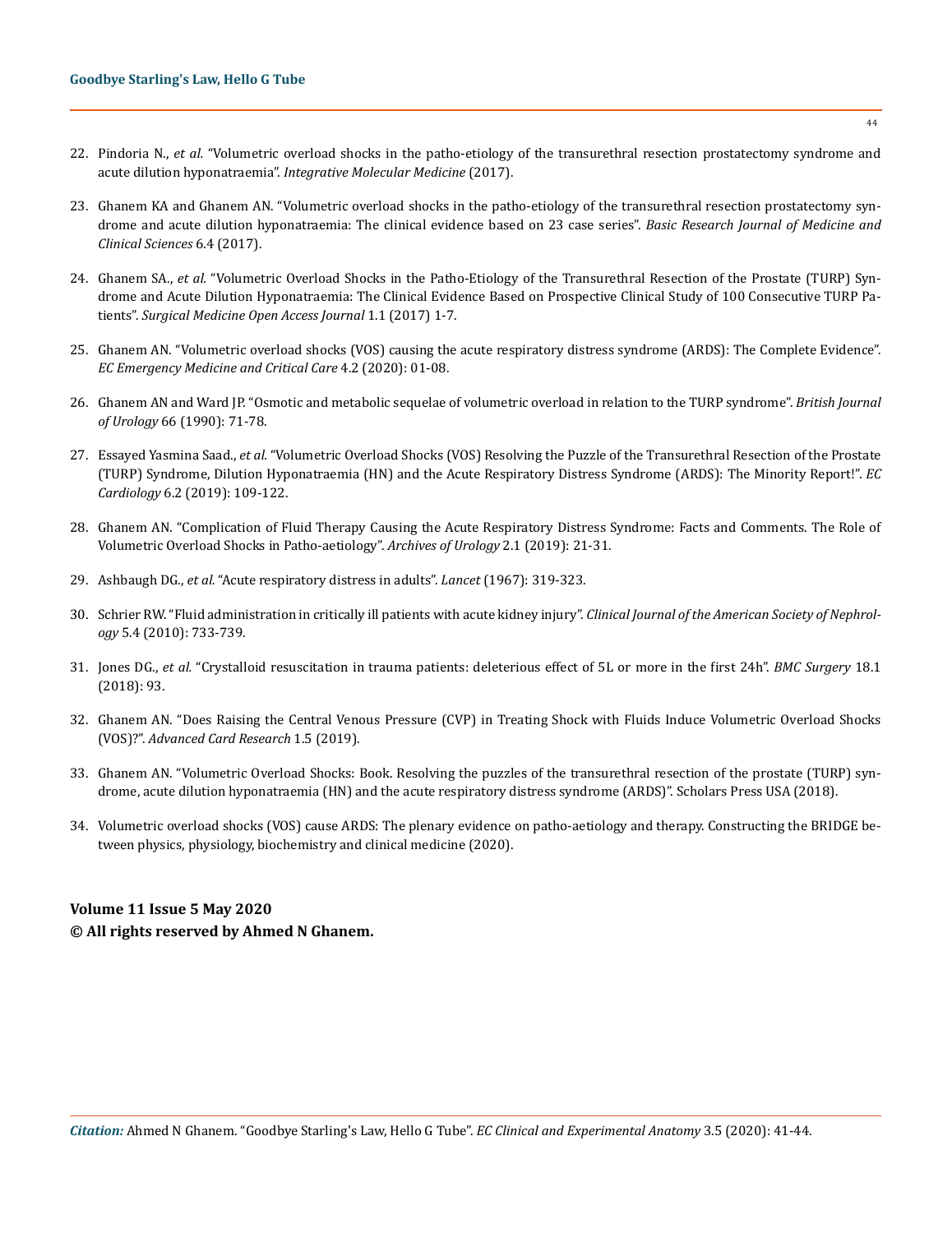22. Pindoria N., *et al.* "Volumetric overload shocks in the patho-etiology of the transurethral resection prostatectomy syndrome and acute dilution hyponatraemia". *Integrative Molecular Medicine* (2017).

23. Ghanem KA and Ghanem AN. "Volumetric overload shocks in the patho-etiology of the transurethral resection prostatectomy syndrome and acute dilution hyponatraemia: The clinical evidence based on 23 case series". *Basic Research Journal of Medicine and Clinical Sciences* 6.4 (2017).

24. Ghanem SA., *et al.* "Volumetric Overload Shocks in the Patho-Etiology of the Transurethral Resection of the Prostate (TURP) Syndrome and Acute Dilution Hyponatraemia: The Clinical Evidence Based on Prospective Clinical Study of 100 Consecutive TURP Patients". *Surgical Medicine Open Access Journal* 1.1 (2017) 1-7.

25. Ghanem AN. "Volumetric overload shocks (VOS) causing the acute respiratory distress syndrome (ARDS): The Complete Evidence". *EC Emergency Medicine and Critical Care* 4.2 (2020): 01-08.

26. Ghanem AN and Ward JP. "Osmotic and metabolic sequelae of volumetric overload in relation to the TURP syndrome". *British Journal of Urology* 66 (1990): 71-78.

27. Essayed Yasmina Saad., *et al.* "Volumetric Overload Shocks (VOS) Resolving the Puzzle of the Transurethral Resection of the Prostate (TURP) Syndrome, Dilution Hyponatraemia (HN) and the Acute Respiratory Distress Syndrome (ARDS): The Minority Report!". *EC Cardiology* 6.2 (2019): 109-122.

28. Ghanem AN. "Complication of Fluid Therapy Causing the Acute Respiratory Distress Syndrome: Facts and Comments. The Role of Volumetric Overload Shocks in Patho-aetiology". *Archives of Urology* 2.1 (2019): 21-31.

29. Ashbaugh DG., *et al.* "Acute respiratory distress in adults". *Lancet* (1967): 319-323.

30. Schrier RW. "Fluid administration in critically ill patients with acute kidney injury". *Clinical Journal of the American Society of Nephrology* 5.4 (2010): 733-739.

31. Jones DG., *et al.* "Crystalloid resuscitation in trauma patients: deleterious effect of 5L or more in the first 24h". *BMC Surgery* 18.1 (2018): 93.

32. Ghanem AN. "Does Raising the Central Venous Pressure (CVP) in Treating Shock with Fluids Induce Volumetric Overload Shocks (VOS)?". *Advanced Card Research* 1.5 (2019).

33. Ghanem AN. "Volumetric Overload Shocks: Book. Resolving the puzzles of the transurethral resection of the prostate (TURP) syndrome, acute dilution hyponatraemia (HN) and the acute respiratory distress syndrome (ARDS)". Scholars Press USA (2018).

34. Volumetric overload shocks (VOS) cause ARDS: The plenary evidence on patho-aetiology and therapy. Constructing the BRIDGE between physics, physiology, biochemistry and clinical medicine (2020).

**Volume 11 Issue 5 May 2020**
**© All rights reserved by Ahmed N Ghanem.**